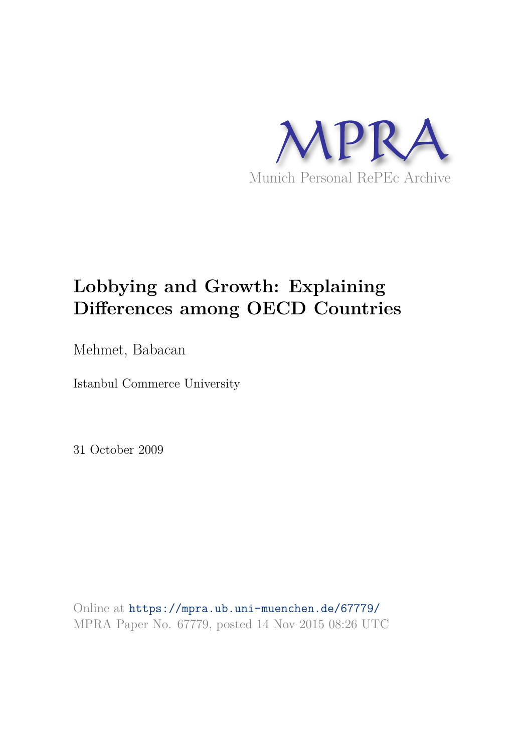MPRA

Munich Personal RePEc Archive

# Lobbying and Growth: Explaining Differences among OECD Countries

Mehmet, Babacan

Istanbul Commerce University

31 October 2009

Online at https://mpra.ub.uni-muenchen.de/67779/
MPRA Paper No. 67779, posted 14 Nov 2015 08:26 UTC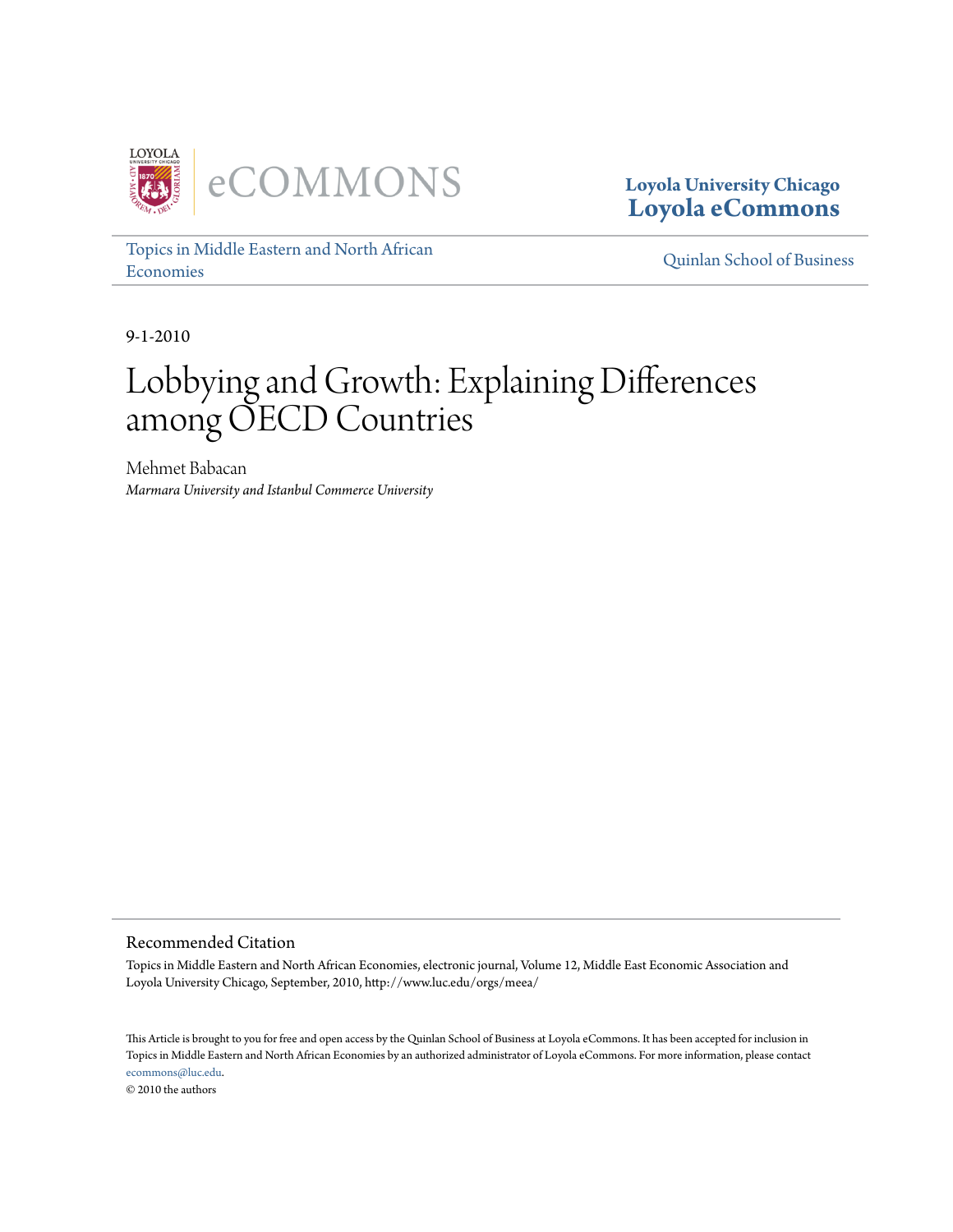Loyola University Chicago
Loyola eCommons

Topics in Middle Eastern and North African Economies

Quinlan School of Business

9-1-2010

# Lobbying and Growth: Explaining Differences among OECD Countries

Mehmet Babacan
*Marmara University and Istanbul Commerce University*

## Recommended Citation

Topics in Middle Eastern and North African Economies, electronic journal, Volume 12, Middle East Economic Association and Loyola University Chicago, September, 2010, http://www.luc.edu/orgs/meea/

This Article is brought to you for free and open access by the Quinlan School of Business at Loyola eCommons. It has been accepted for inclusion in Topics in Middle Eastern and North African Economies by an authorized administrator of Loyola eCommons. For more information, please contact ecommons@luc.edu.

© 2010 the authors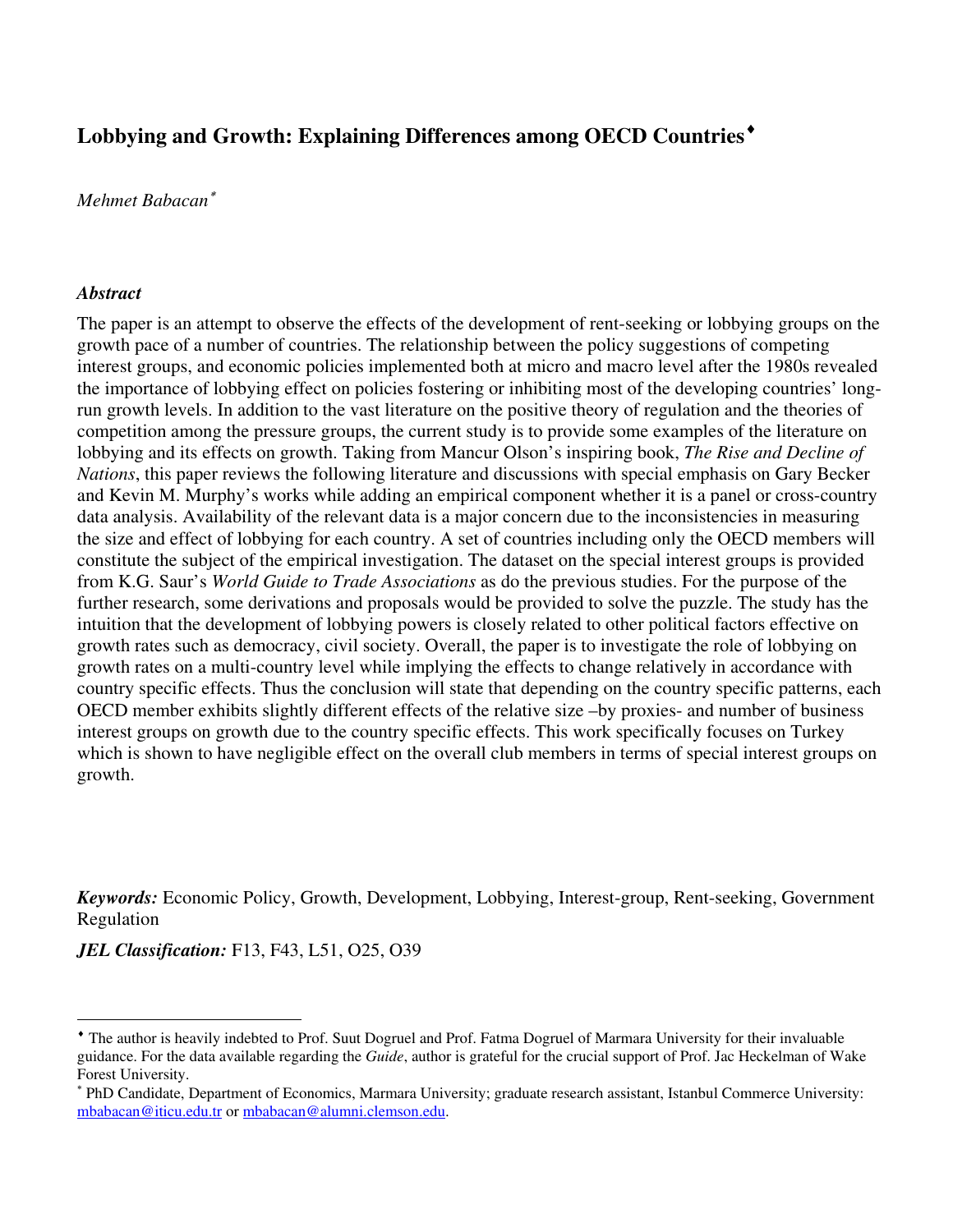# Lobbying and Growth: Explaining Differences among OECD Countries[♦]

*Mehmet Babacan*[*]

### *Abstract*

The paper is an attempt to observe the effects of the development of rent-seeking or lobbying groups on the growth pace of a number of countries. The relationship between the policy suggestions of competing interest groups, and economic policies implemented both at micro and macro level after the 1980s revealed the importance of lobbying effect on policies fostering or inhibiting most of the developing countries' long-run growth levels. In addition to the vast literature on the positive theory of regulation and the theories of competition among the pressure groups, the current study is to provide some examples of the literature on lobbying and its effects on growth. Taking from Mancur Olson's inspiring book, *The Rise and Decline of Nations*, this paper reviews the following literature and discussions with special emphasis on Gary Becker and Kevin M. Murphy's works while adding an empirical component whether it is a panel or cross-country data analysis. Availability of the relevant data is a major concern due to the inconsistencies in measuring the size and effect of lobbying for each country. A set of countries including only the OECD members will constitute the subject of the empirical investigation. The dataset on the special interest groups is provided from K.G. Saur's *World Guide to Trade Associations* as do the previous studies. For the purpose of the further research, some derivations and proposals would be provided to solve the puzzle. The study has the intuition that the development of lobbying powers is closely related to other political factors effective on growth rates such as democracy, civil society. Overall, the paper is to investigate the role of lobbying on growth rates on a multi-country level while implying the effects to change relatively in accordance with country specific effects. Thus the conclusion will state that depending on the country specific patterns, each OECD member exhibits slightly different effects of the relative size –by proxies- and number of business interest groups on growth due to the country specific effects. This work specifically focuses on Turkey which is shown to have negligible effect on the overall club members in terms of special interest groups on growth.

***Keywords:*** Economic Policy, Growth, Development, Lobbying, Interest-group, Rent-seeking, Government Regulation

***JEL Classification:*** F13, F43, L51, O25, O39

---

[♦] The author is heavily indebted to Prof. Suut Dogruel and Prof. Fatma Dogruel of Marmara University for their invaluable guidance. For the data available regarding the *Guide*, author is grateful for the crucial support of Prof. Jac Heckelman of Wake Forest University.

[*] PhD Candidate, Department of Economics, Marmara University; graduate research assistant, Istanbul Commerce University: mbabacan@iticu.edu.tr or mbabacan@alumni.clemson.edu.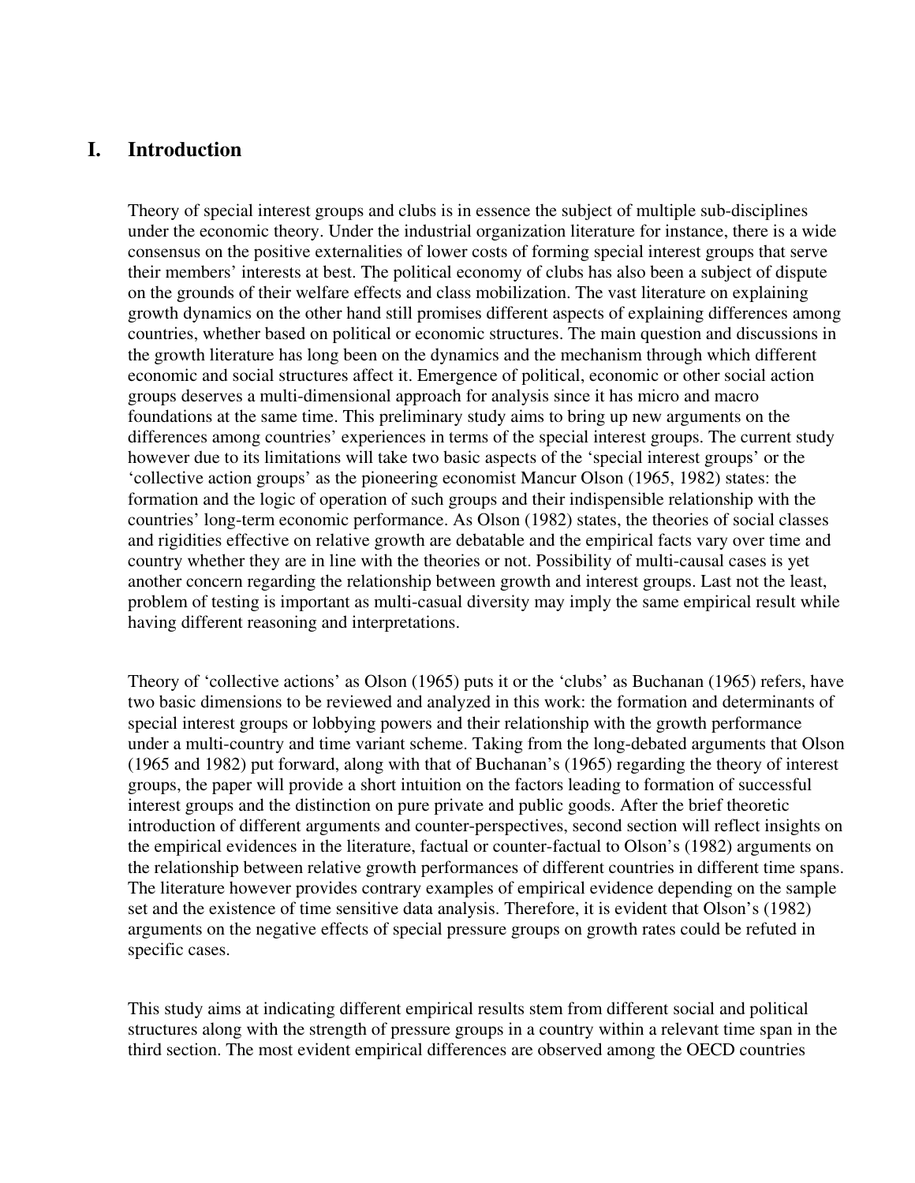## I. Introduction

Theory of special interest groups and clubs is in essence the subject of multiple sub-disciplines under the economic theory. Under the industrial organization literature for instance, there is a wide consensus on the positive externalities of lower costs of forming special interest groups that serve their members' interests at best. The political economy of clubs has also been a subject of dispute on the grounds of their welfare effects and class mobilization. The vast literature on explaining growth dynamics on the other hand still promises different aspects of explaining differences among countries, whether based on political or economic structures. The main question and discussions in the growth literature has long been on the dynamics and the mechanism through which different economic and social structures affect it. Emergence of political, economic or other social action groups deserves a multi-dimensional approach for analysis since it has micro and macro foundations at the same time. This preliminary study aims to bring up new arguments on the differences among countries' experiences in terms of the special interest groups. The current study however due to its limitations will take two basic aspects of the 'special interest groups' or the 'collective action groups' as the pioneering economist Mancur Olson (1965, 1982) states: the formation and the logic of operation of such groups and their indispensible relationship with the countries' long-term economic performance. As Olson (1982) states, the theories of social classes and rigidities effective on relative growth are debatable and the empirical facts vary over time and country whether they are in line with the theories or not. Possibility of multi-causal cases is yet another concern regarding the relationship between growth and interest groups. Last not the least, problem of testing is important as multi-casual diversity may imply the same empirical result while having different reasoning and interpretations.

Theory of 'collective actions' as Olson (1965) puts it or the 'clubs' as Buchanan (1965) refers, have two basic dimensions to be reviewed and analyzed in this work: the formation and determinants of special interest groups or lobbying powers and their relationship with the growth performance under a multi-country and time variant scheme. Taking from the long-debated arguments that Olson (1965 and 1982) put forward, along with that of Buchanan's (1965) regarding the theory of interest groups, the paper will provide a short intuition on the factors leading to formation of successful interest groups and the distinction on pure private and public goods. After the brief theoretic introduction of different arguments and counter-perspectives, second section will reflect insights on the empirical evidences in the literature, factual or counter-factual to Olson's (1982) arguments on the relationship between relative growth performances of different countries in different time spans. The literature however provides contrary examples of empirical evidence depending on the sample set and the existence of time sensitive data analysis. Therefore, it is evident that Olson's (1982) arguments on the negative effects of special pressure groups on growth rates could be refuted in specific cases.

This study aims at indicating different empirical results stem from different social and political structures along with the strength of pressure groups in a country within a relevant time span in the third section. The most evident empirical differences are observed among the OECD countries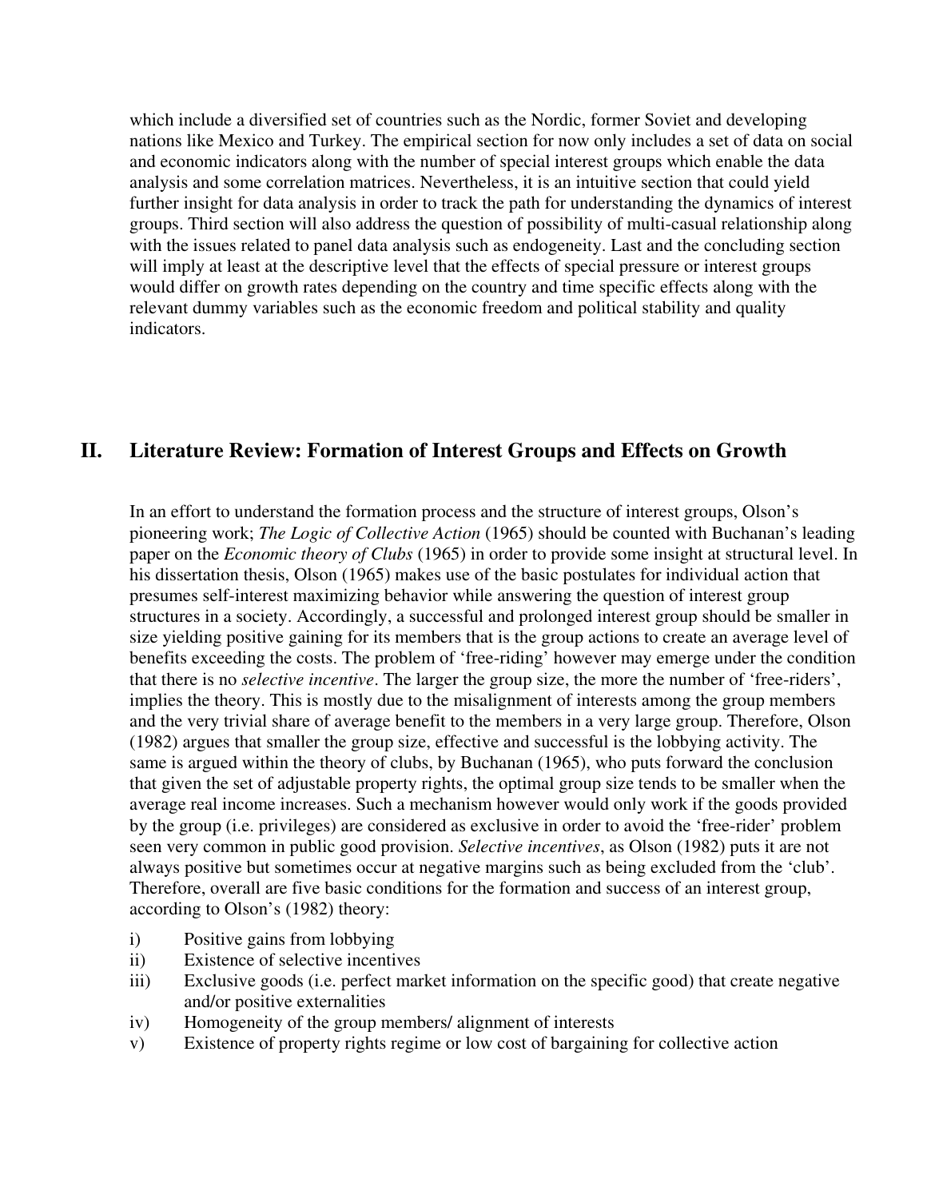which include a diversified set of countries such as the Nordic, former Soviet and developing nations like Mexico and Turkey. The empirical section for now only includes a set of data on social and economic indicators along with the number of special interest groups which enable the data analysis and some correlation matrices. Nevertheless, it is an intuitive section that could yield further insight for data analysis in order to track the path for understanding the dynamics of interest groups. Third section will also address the question of possibility of multi-casual relationship along with the issues related to panel data analysis such as endogeneity. Last and the concluding section will imply at least at the descriptive level that the effects of special pressure or interest groups would differ on growth rates depending on the country and time specific effects along with the relevant dummy variables such as the economic freedom and political stability and quality indicators.

## II. Literature Review: Formation of Interest Groups and Effects on Growth

In an effort to understand the formation process and the structure of interest groups, Olson's pioneering work; *The Logic of Collective Action* (1965) should be counted with Buchanan's leading paper on the *Economic theory of Clubs* (1965) in order to provide some insight at structural level. In his dissertation thesis, Olson (1965) makes use of the basic postulates for individual action that presumes self-interest maximizing behavior while answering the question of interest group structures in a society. Accordingly, a successful and prolonged interest group should be smaller in size yielding positive gaining for its members that is the group actions to create an average level of benefits exceeding the costs. The problem of 'free-riding' however may emerge under the condition that there is no *selective incentive*. The larger the group size, the more the number of 'free-riders', implies the theory. This is mostly due to the misalignment of interests among the group members and the very trivial share of average benefit to the members in a very large group. Therefore, Olson (1982) argues that smaller the group size, effective and successful is the lobbying activity. The same is argued within the theory of clubs, by Buchanan (1965), who puts forward the conclusion that given the set of adjustable property rights, the optimal group size tends to be smaller when the average real income increases. Such a mechanism however would only work if the goods provided by the group (i.e. privileges) are considered as exclusive in order to avoid the 'free-rider' problem seen very common in public good provision. *Selective incentives*, as Olson (1982) puts it are not always positive but sometimes occur at negative margins such as being excluded from the 'club'. Therefore, overall are five basic conditions for the formation and success of an interest group, according to Olson's (1982) theory:

i) Positive gains from lobbying
ii) Existence of selective incentives
iii) Exclusive goods (i.e. perfect market information on the specific good) that create negative and/or positive externalities
iv) Homogeneity of the group members/ alignment of interests
v) Existence of property rights regime or low cost of bargaining for collective action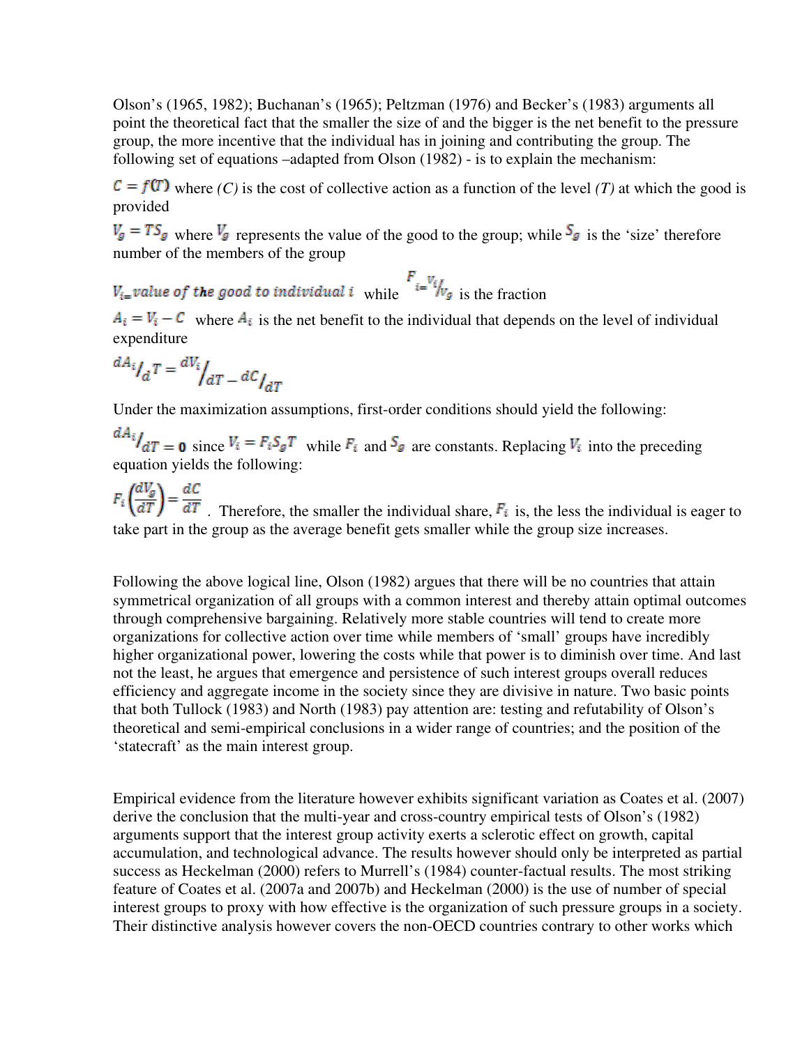Olson's (1965, 1982); Buchanan's (1965); Peltzman (1976) and Becker's (1983) arguments all point the theoretical fact that the smaller the size of and the bigger is the net benefit to the pressure group, the more incentive that the individual has in joining and contributing the group. The following set of equations –adapted from Olson (1982) - is to explain the mechanism:

$C = f(T)$ where *(C)* is the cost of collective action as a function of the level *(T)* at which the good is provided

$V_g = TS_g$ where $V_g$ represents the value of the good to the group; while $S_g$ is the 'size' therefore number of the members of the group

$V_i = value\ of\ the\ good\ to\ individual\ i$ while $F_i = V_i / V_g$ is the fraction

$A_i = V_i - C$ where $A_i$ is the net benefit to the individual that depends on the level of individual expenditure

$$dA_i / dT = dV_i / dT - dC / dT$$

Under the maximization assumptions, first-order conditions should yield the following:

$dA_i / dT = \mathbf{0}$ since $V_i = F_i S_g T$ while $F_i$ and $S_g$ are constants. Replacing $V_i$ into the preceding equation yields the following:

$F_i \left( \frac{dV_g}{dT} \right) = \frac{dC}{dT}$ . Therefore, the smaller the individual share, $F_i$ is, the less the individual is eager to take part in the group as the average benefit gets smaller while the group size increases.

Following the above logical line, Olson (1982) argues that there will be no countries that attain symmetrical organization of all groups with a common interest and thereby attain optimal outcomes through comprehensive bargaining. Relatively more stable countries will tend to create more organizations for collective action over time while members of 'small' groups have incredibly higher organizational power, lowering the costs while that power is to diminish over time. And last not the least, he argues that emergence and persistence of such interest groups overall reduces efficiency and aggregate income in the society since they are divisive in nature. Two basic points that both Tullock (1983) and North (1983) pay attention are: testing and refutability of Olson's theoretical and semi-empirical conclusions in a wider range of countries; and the position of the 'statecraft' as the main interest group.

Empirical evidence from the literature however exhibits significant variation as Coates et al. (2007) derive the conclusion that the multi-year and cross-country empirical tests of Olson's (1982) arguments support that the interest group activity exerts a sclerotic effect on growth, capital accumulation, and technological advance. The results however should only be interpreted as partial success as Heckelman (2000) refers to Murrell's (1984) counter-factual results. The most striking feature of Coates et al. (2007a and 2007b) and Heckelman (2000) is the use of number of special interest groups to proxy with how effective is the organization of such pressure groups in a society. Their distinctive analysis however covers the non-OECD countries contrary to other works which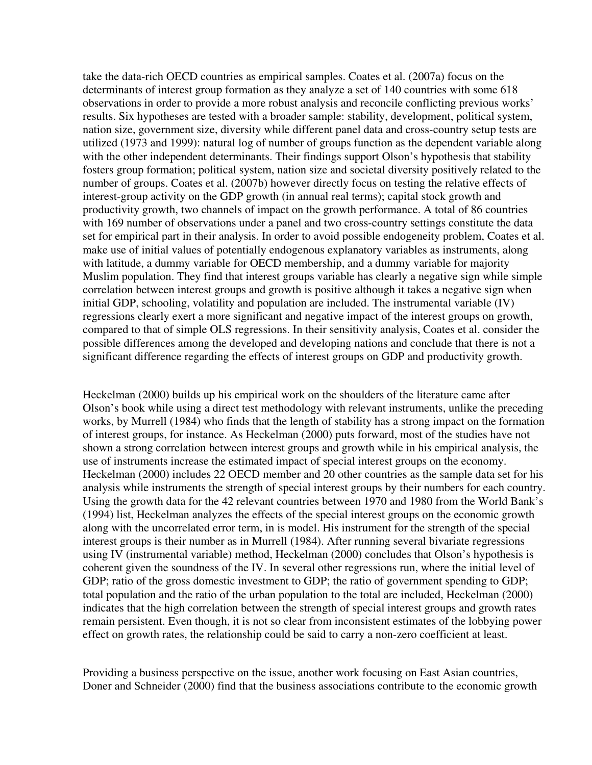take the data-rich OECD countries as empirical samples. Coates et al. (2007a) focus on the determinants of interest group formation as they analyze a set of 140 countries with some 618 observations in order to provide a more robust analysis and reconcile conflicting previous works' results. Six hypotheses are tested with a broader sample: stability, development, political system, nation size, government size, diversity while different panel data and cross-country setup tests are utilized (1973 and 1999): natural log of number of groups function as the dependent variable along with the other independent determinants. Their findings support Olson's hypothesis that stability fosters group formation; political system, nation size and societal diversity positively related to the number of groups. Coates et al. (2007b) however directly focus on testing the relative effects of interest-group activity on the GDP growth (in annual real terms); capital stock growth and productivity growth, two channels of impact on the growth performance. A total of 86 countries with 169 number of observations under a panel and two cross-country settings constitute the data set for empirical part in their analysis. In order to avoid possible endogeneity problem, Coates et al. make use of initial values of potentially endogenous explanatory variables as instruments, along with latitude, a dummy variable for OECD membership, and a dummy variable for majority Muslim population. They find that interest groups variable has clearly a negative sign while simple correlation between interest groups and growth is positive although it takes a negative sign when initial GDP, schooling, volatility and population are included. The instrumental variable (IV) regressions clearly exert a more significant and negative impact of the interest groups on growth, compared to that of simple OLS regressions. In their sensitivity analysis, Coates et al. consider the possible differences among the developed and developing nations and conclude that there is not a significant difference regarding the effects of interest groups on GDP and productivity growth.

Heckelman (2000) builds up his empirical work on the shoulders of the literature came after Olson's book while using a direct test methodology with relevant instruments, unlike the preceding works, by Murrell (1984) who finds that the length of stability has a strong impact on the formation of interest groups, for instance. As Heckelman (2000) puts forward, most of the studies have not shown a strong correlation between interest groups and growth while in his empirical analysis, the use of instruments increase the estimated impact of special interest groups on the economy. Heckelman (2000) includes 22 OECD member and 20 other countries as the sample data set for his analysis while instruments the strength of special interest groups by their numbers for each country. Using the growth data for the 42 relevant countries between 1970 and 1980 from the World Bank's (1994) list, Heckelman analyzes the effects of the special interest groups on the economic growth along with the uncorrelated error term, in is model. His instrument for the strength of the special interest groups is their number as in Murrell (1984). After running several bivariate regressions using IV (instrumental variable) method, Heckelman (2000) concludes that Olson's hypothesis is coherent given the soundness of the IV. In several other regressions run, where the initial level of GDP; ratio of the gross domestic investment to GDP; the ratio of government spending to GDP; total population and the ratio of the urban population to the total are included, Heckelman (2000) indicates that the high correlation between the strength of special interest groups and growth rates remain persistent. Even though, it is not so clear from inconsistent estimates of the lobbying power effect on growth rates, the relationship could be said to carry a non-zero coefficient at least.

Providing a business perspective on the issue, another work focusing on East Asian countries, Doner and Schneider (2000) find that the business associations contribute to the economic growth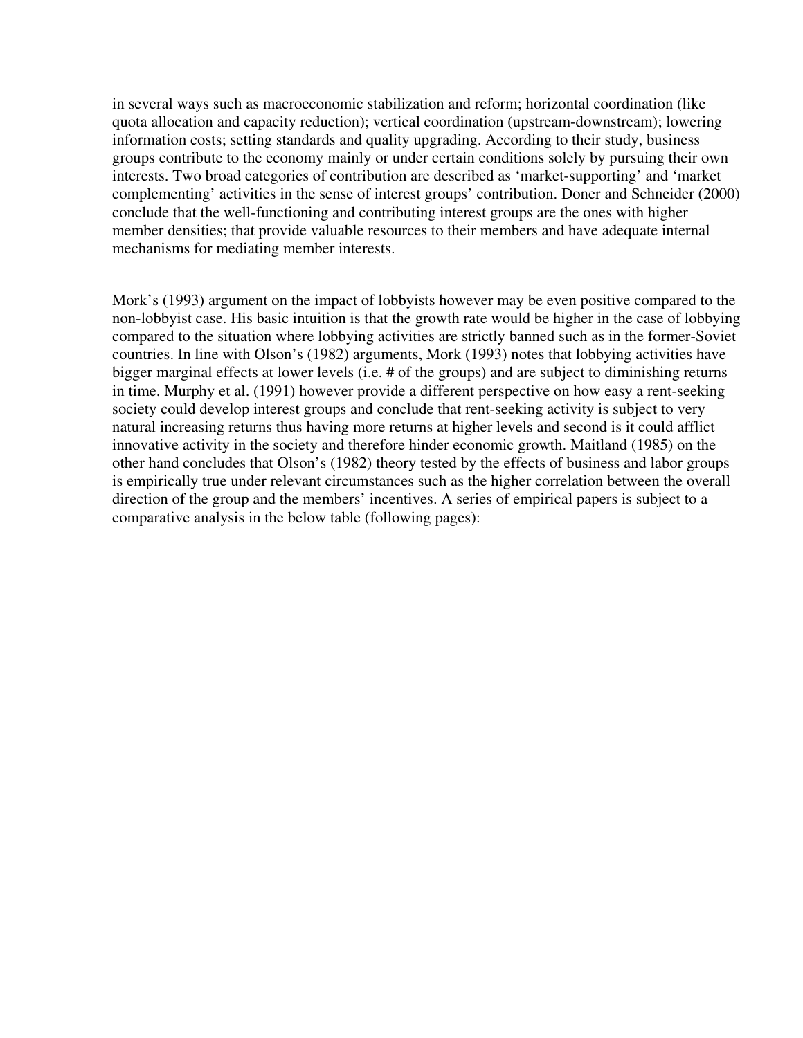in several ways such as macroeconomic stabilization and reform; horizontal coordination (like quota allocation and capacity reduction); vertical coordination (upstream-downstream); lowering information costs; setting standards and quality upgrading. According to their study, business groups contribute to the economy mainly or under certain conditions solely by pursuing their own interests. Two broad categories of contribution are described as 'market-supporting' and 'market complementing' activities in the sense of interest groups' contribution. Doner and Schneider (2000) conclude that the well-functioning and contributing interest groups are the ones with higher member densities; that provide valuable resources to their members and have adequate internal mechanisms for mediating member interests.

Mork's (1993) argument on the impact of lobbyists however may be even positive compared to the non-lobbyist case. His basic intuition is that the growth rate would be higher in the case of lobbying compared to the situation where lobbying activities are strictly banned such as in the former-Soviet countries. In line with Olson's (1982) arguments, Mork (1993) notes that lobbying activities have bigger marginal effects at lower levels (i.e. # of the groups) and are subject to diminishing returns in time. Murphy et al. (1991) however provide a different perspective on how easy a rent-seeking society could develop interest groups and conclude that rent-seeking activity is subject to very natural increasing returns thus having more returns at higher levels and second is it could afflict innovative activity in the society and therefore hinder economic growth. Maitland (1985) on the other hand concludes that Olson's (1982) theory tested by the effects of business and labor groups is empirically true under relevant circumstances such as the higher correlation between the overall direction of the group and the members' incentives. A series of empirical papers is subject to a comparative analysis in the below table (following pages):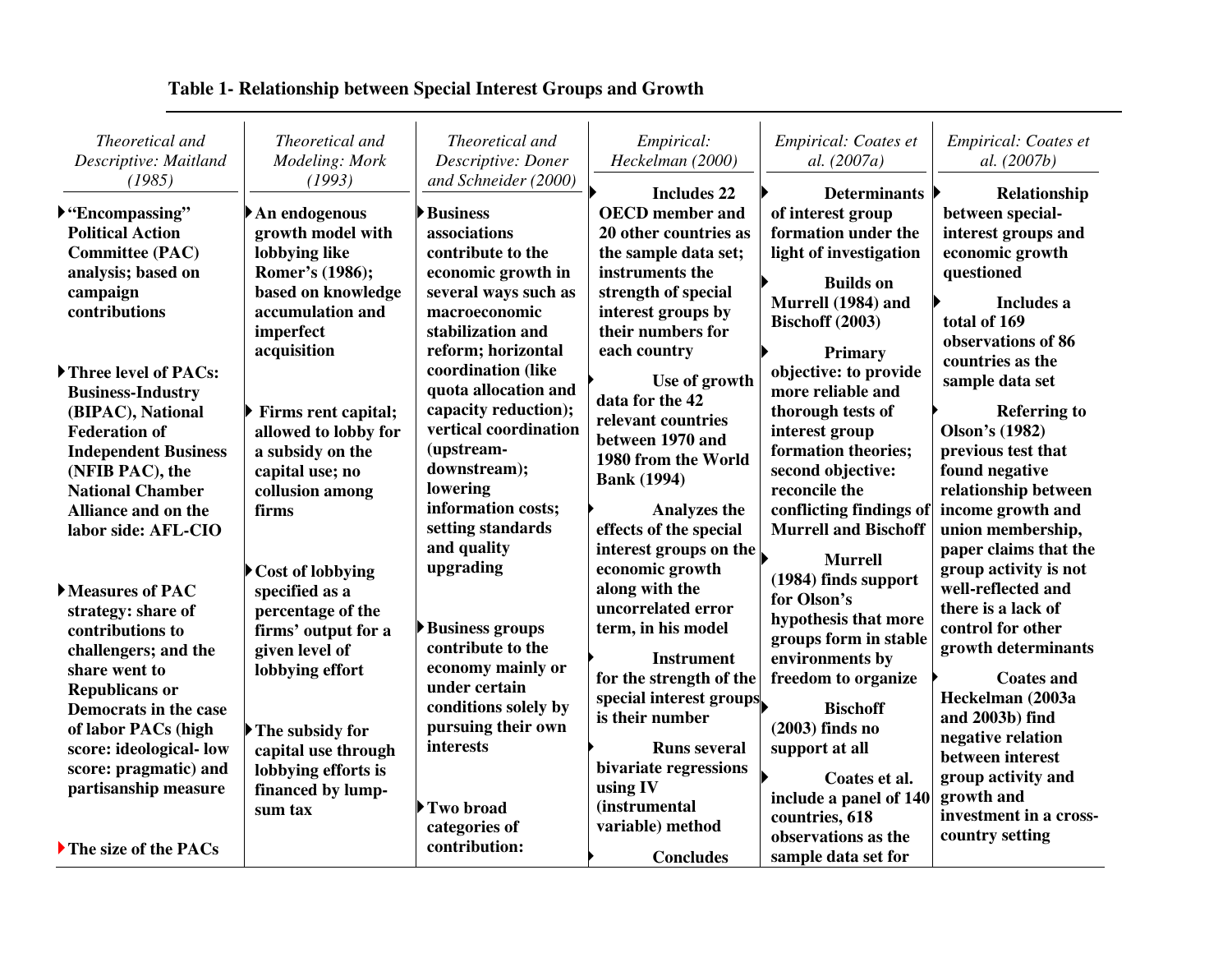**Table 1- Relationship between Special Interest Groups and Growth**

| *Theoretical and Descriptive: Maitland (1985)* | *Theoretical and Modeling: Mork (1993)* | *Theoretical and Descriptive: Doner and Schneider (2000)* | *Empirical: Heckelman (2000)* | *Empirical: Coates et al. (2007a)* | *Empirical: Coates et al. (2007b)* |
|---|---|---|---|---|---|
| ▸**"Encompassing" Political Action Committee (PAC) analysis; based on campaign contributions** <br><br> ▸**Three level of PACs: Business-Industry (BIPAC), National Federation of Independent Business (NFIB PAC), the National Chamber Alliance and on the labor side: AFL-CIO** <br><br> ▸**Measures of PAC strategy: share of contributions to challengers; and the share went to Republicans or Democrats in the case of labor PACs (high score: ideological- low score: pragmatic) and partisanship measure** <br><br> ▸**The size of the PACs** | ▸**An endogenous growth model with lobbying like Romer's (1986); based on knowledge accumulation and imperfect acquisition** <br><br> ▸**Firms rent capital; allowed to lobby for a subsidy on the capital use; no collusion among firms** <br><br> ▸**Cost of lobbying specified as a percentage of the firms' output for a given level of lobbying effort** <br><br> ▸**The subsidy for capital use through lobbying efforts is financed by lump-sum tax** | ▸**Business associations contribute to the economic growth in several ways such as macroeconomic stabilization and reform; horizontal coordination (like quota allocation and capacity reduction); vertical coordination (upstream-downstream); lowering information costs; setting standards and quality upgrading** <br><br> ▸**Business groups contribute to the economy mainly or under certain conditions solely by pursuing their own interests** <br><br> ▸**Two broad categories of contribution:** | ▸**Includes 22 OECD member and 20 other countries as the sample data set; instruments the strength of special interest groups by their numbers for each country** <br><br> ▸**Use of growth data for the 42 relevant countries between 1970 and 1980 from the World Bank (1994)** <br><br> ▸**Analyzes the effects of the special interest groups on the economic growth along with the uncorrelated error term, in his model** <br><br> ▸**Instrument for the strength of the special interest groups is their number** <br><br> ▸**Runs several bivariate regressions using IV (instrumental variable) method** <br><br> ▸**Concludes** | ▸**Determinants of interest group formation under the light of investigation** <br><br> ▸**Builds on Murrell (1984) and Bischoff (2003)** <br><br> ▸**Primary objective: to provide more reliable and thorough tests of interest group formation theories; second objective: reconcile the conflicting findings of Murrell and Bischoff** <br><br> ▸**Murrell (1984) finds support for Olson's hypothesis that more groups form in stable environments by freedom to organize** <br><br> ▸**Bischoff (2003) finds no support at all** <br><br> ▸**Coates et al. include a panel of 140 countries, 618 observations as the sample data set for** | ▸**Relationship between special-interest groups and economic growth questioned** <br><br> ▸**Includes a total of 169 observations of 86 countries as the sample data set** <br><br> ▸**Referring to Olson's (1982) previous test that found negative relationship between income growth and union membership, paper claims that the group activity is not well-reflected and there is a lack of control for other growth determinants** <br><br> ▸**Coates and Heckelman (2003a and 2003b) find negative relation between interest group activity and growth and investment in a cross-country setting** |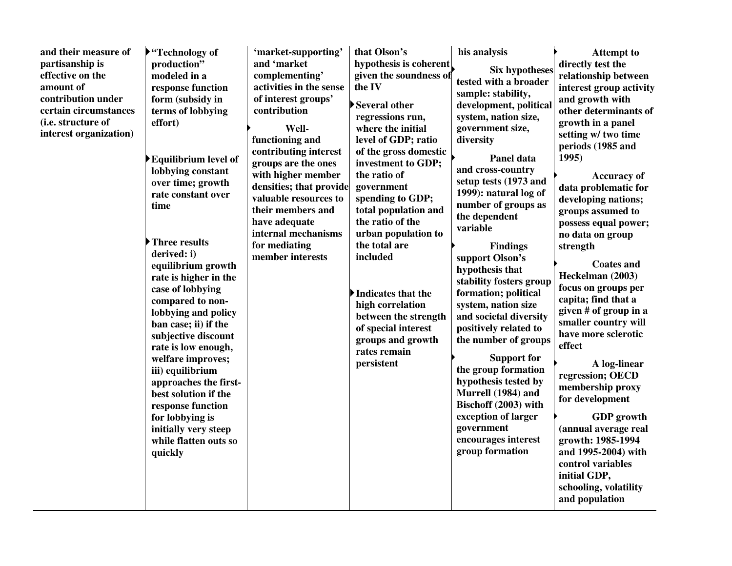| | | | | | |
|---|---|---|---|---|---|
| **and their measure of partisanship is effective on the amount of contribution under certain circumstances (i.e. structure of interest organization)** | **"Technology of production" modeled in a response function form (subsidy in terms of lobbying effort)**<br><br>**Equilibrium level of lobbying constant over time; growth rate constant over time**<br><br>**Three results derived: i) equilibrium growth rate is higher in the case of lobbying compared to non-lobbying and policy ban case; ii) if the subjective discount rate is low enough, welfare improves; iii) equilibrium approaches the first-best solution if the response function for lobbying is initially very steep while flatten outs so quickly** | **'market-supporting' and 'market complementing' activities in the sense of interest groups' contribution**<br><br>**Well-functioning and contributing interest groups are the ones with higher member densities; that provide valuable resources to their members and have adequate internal mechanisms for mediating member interests** | **that Olson's hypothesis is coherent given the soundness of the IV**<br><br>**Several other regressions run, where the initial level of GDP; ratio of the gross domestic investment to GDP; the ratio of government spending to GDP; total population and the ratio of the urban population to the total are included**<br><br>**Indicates that the high correlation between the strength of special interest groups and growth rates remain persistent** | **his analysis**<br><br>**Six hypotheses tested with a broader sample: stability, development, political system, nation size, government size, diversity**<br><br>**Panel data and cross-country setup tests (1973 and 1999): natural log of number of groups as the dependent variable**<br><br>**Findings support Olson's hypothesis that stability fosters group formation; political system, nation size and societal diversity positively related to the number of groups**<br><br>**Support for the group formation hypothesis tested by Murrell (1984) and Bischoff (2003) with exception of larger government encourages interest group formation** | **Attempt to directly test the relationship between interest group activity and growth with other determinants of growth in a panel setting w/ two time periods (1985 and 1995)**<br><br>**Accuracy of data problematic for developing nations; groups assumed to possess equal power; no data on group strength**<br><br>**Coates and Heckelman (2003) focus on groups per capita; find that a given # of group in a smaller country will have more sclerotic effect**<br><br>**A log-linear regression; OECD membership proxy for development**<br><br>**GDP growth (annual average real growth: 1985-1994 and 1995-2004) with control variables initial GDP, schooling, volatility and population** |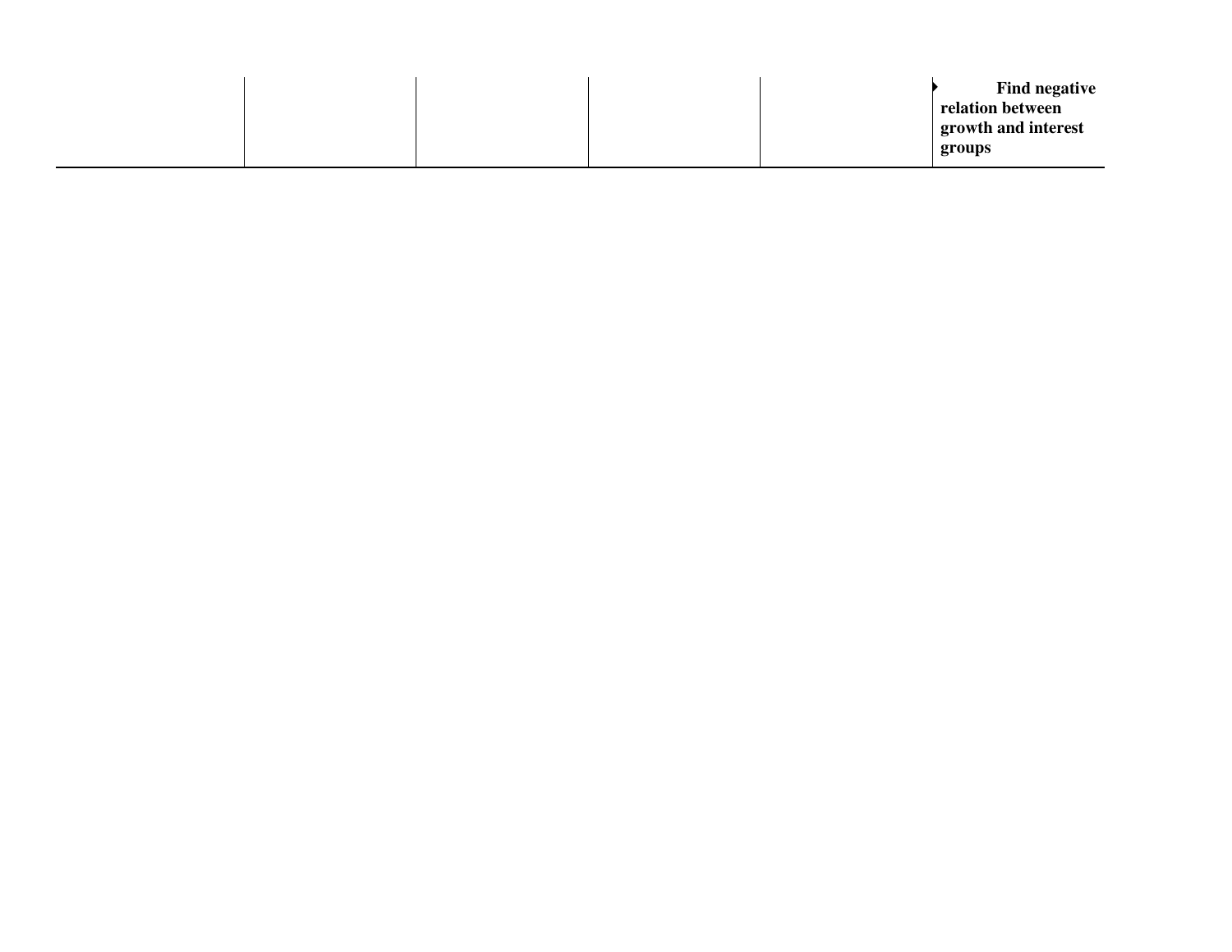| | | | | | |
|---|---|---|---|---|---|
| | | | | | ▸ **Find negative relation between growth and interest groups** |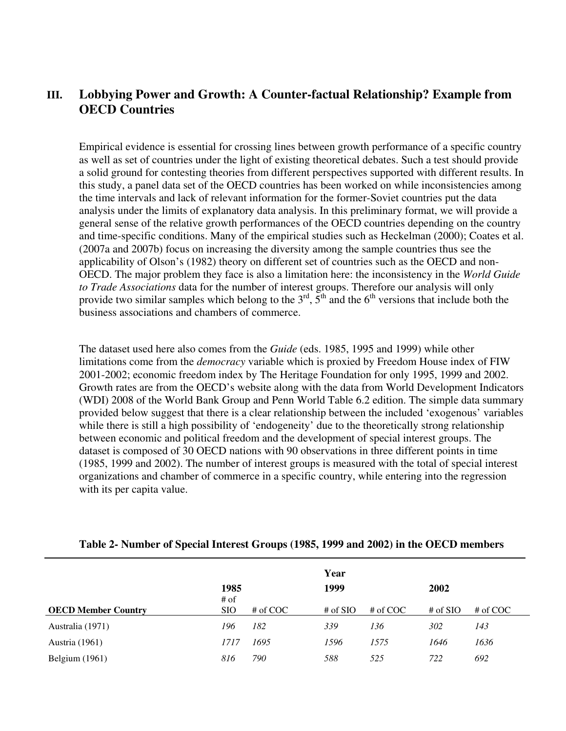## III. Lobbying Power and Growth: A Counter-factual Relationship? Example from OECD Countries

Empirical evidence is essential for crossing lines between growth performance of a specific country as well as set of countries under the light of existing theoretical debates. Such a test should provide a solid ground for contesting theories from different perspectives supported with different results. In this study, a panel data set of the OECD countries has been worked on while inconsistencies among the time intervals and lack of relevant information for the former-Soviet countries put the data analysis under the limits of explanatory data analysis. In this preliminary format, we will provide a general sense of the relative growth performances of the OECD countries depending on the country and time-specific conditions. Many of the empirical studies such as Heckelman (2000); Coates et al. (2007a and 2007b) focus on increasing the diversity among the sample countries thus see the applicability of Olson's (1982) theory on different set of countries such as the OECD and non-OECD. The major problem they face is also a limitation here: the inconsistency in the *World Guide to Trade Associations* data for the number of interest groups. Therefore our analysis will only provide two similar samples which belong to the 3rd, 5th and the 6th versions that include both the business associations and chambers of commerce.

The dataset used here also comes from the *Guide* (eds. 1985, 1995 and 1999) while other limitations come from the *democracy* variable which is proxied by Freedom House index of FIW 2001-2002; economic freedom index by The Heritage Foundation for only 1995, 1999 and 2002. Growth rates are from the OECD's website along with the data from World Development Indicators (WDI) 2008 of the World Bank Group and Penn World Table 6.2 edition. The simple data summary provided below suggest that there is a clear relationship between the included 'exogenous' variables while there is still a high possibility of 'endogeneity' due to the theoretically strong relationship between economic and political freedom and the development of special interest groups. The dataset is composed of 30 OECD nations with 90 observations in three different points in time (1985, 1999 and 2002). The number of interest groups is measured with the total of special interest organizations and chamber of commerce in a specific country, while entering into the regression with its per capita value.

**Table 2- Number of Special Interest Groups (1985, 1999 and 2002) in the OECD members**

| | Year | | | | | |
|---|---|---|---|---|---|---|
| | 1985 | | 1999 | | 2002 | |
| OECD Member Country | # of SIO | # of COC | # of SIO | # of COC | # of SIO | # of COC |
| Australia (1971) | *196* | *182* | *339* | *136* | *302* | *143* |
| Austria (1961) | *1717* | *1695* | *1596* | *1575* | *1646* | *1636* |
| Belgium (1961) | *816* | *790* | *588* | *525* | *722* | *692* |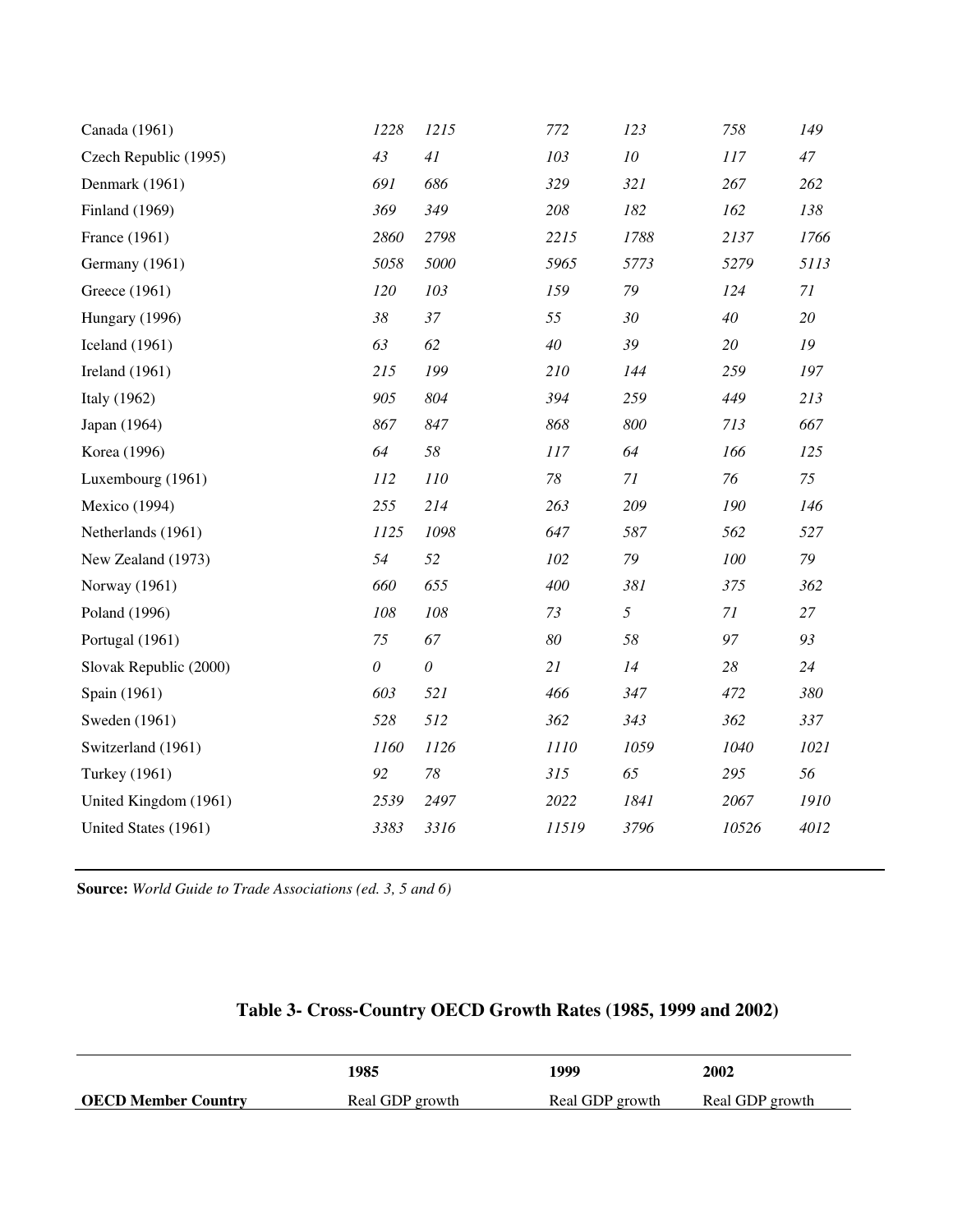| | | | | | | |
|---|---|---|---|---|---|---|
| Canada (1961) | *1228* | *1215* | *772* | *123* | *758* | *149* |
| Czech Republic (1995) | *43* | *41* | *103* | *10* | *117* | *47* |
| Denmark (1961) | *691* | *686* | *329* | *321* | *267* | *262* |
| Finland (1969) | *369* | *349* | *208* | *182* | *162* | *138* |
| France (1961) | *2860* | *2798* | *2215* | *1788* | *2137* | *1766* |
| Germany (1961) | *5058* | *5000* | *5965* | *5773* | *5279* | *5113* |
| Greece (1961) | *120* | *103* | *159* | *79* | *124* | *71* |
| Hungary (1996) | *38* | *37* | *55* | *30* | *40* | *20* |
| Iceland (1961) | *63* | *62* | *40* | *39* | *20* | *19* |
| Ireland (1961) | *215* | *199* | *210* | *144* | *259* | *197* |
| Italy (1962) | *905* | *804* | *394* | *259* | *449* | *213* |
| Japan (1964) | *867* | *847* | *868* | *800* | *713* | *667* |
| Korea (1996) | *64* | *58* | *117* | *64* | *166* | *125* |
| Luxembourg (1961) | *112* | *110* | *78* | *71* | *76* | *75* |
| Mexico (1994) | *255* | *214* | *263* | *209* | *190* | *146* |
| Netherlands (1961) | *1125* | *1098* | *647* | *587* | *562* | *527* |
| New Zealand (1973) | *54* | *52* | *102* | *79* | *100* | *79* |
| Norway (1961) | *660* | *655* | *400* | *381* | *375* | *362* |
| Poland (1996) | *108* | *108* | *73* | *5* | *71* | *27* |
| Portugal (1961) | *75* | *67* | *80* | *58* | *97* | *93* |
| Slovak Republic (2000) | *0* | *0* | *21* | *14* | *28* | *24* |
| Spain (1961) | *603* | *521* | *466* | *347* | *472* | *380* |
| Sweden (1961) | *528* | *512* | *362* | *343* | *362* | *337* |
| Switzerland (1961) | *1160* | *1126* | *1110* | *1059* | *1040* | *1021* |
| Turkey (1961) | *92* | *78* | *315* | *65* | *295* | *56* |
| United Kingdom (1961) | *2539* | *2497* | *2022* | *1841* | *2067* | *1910* |
| United States (1961) | *3383* | *3316* | *11519* | *3796* | *10526* | *4012* |

**Source:** *World Guide to Trade Associations (ed. 3, 5 and 6)*

## Table 3- Cross-Country OECD Growth Rates (1985, 1999 and 2002)

| | **1985** | **1999** | **2002** |
|---|---|---|---|
| **OECD Member Country** | Real GDP growth | Real GDP growth | Real GDP growth |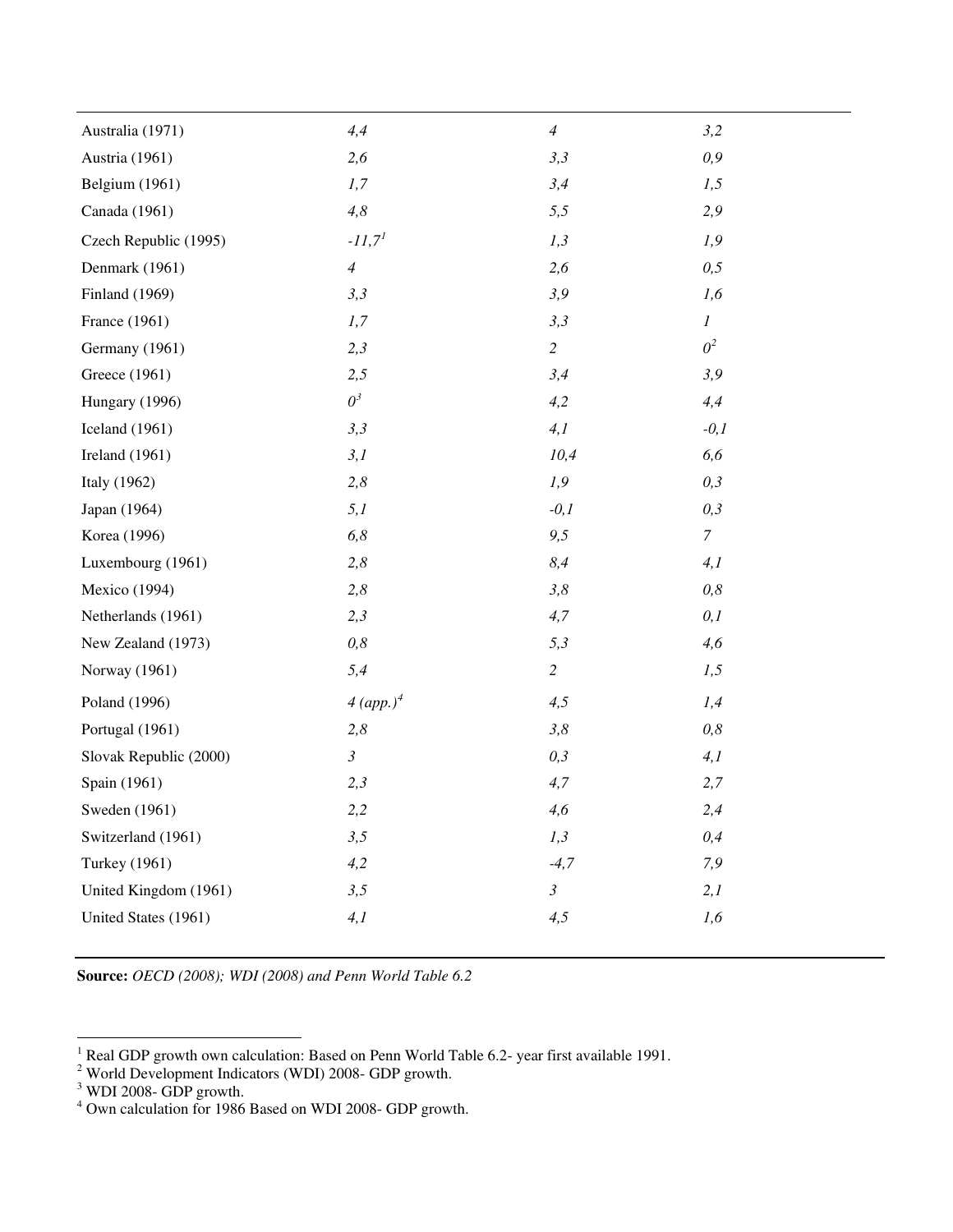| | | | |
|---|---|---|---|
| Australia (1971) | *4,4* | *4* | *3,2* |
| Austria (1961) | *2,6* | *3,3* | *0,9* |
| Belgium (1961) | *1,7* | *3,4* | *1,5* |
| Canada (1961) | *4,8* | *5,5* | *2,9* |
| Czech Republic (1995) | *-11,7*[1] | *1,3* | *1,9* |
| Denmark (1961) | *4* | *2,6* | *0,5* |
| Finland (1969) | *3,3* | *3,9* | *1,6* |
| France (1961) | *1,7* | *3,3* | *1* |
| Germany (1961) | *2,3* | *2* | *0*[2] |
| Greece (1961) | *2,5* | *3,4* | *3,9* |
| Hungary (1996) | *0*[3] | *4,2* | *4,4* |
| Iceland (1961) | *3,3* | *4,1* | *-0,1* |
| Ireland (1961) | *3,1* | *10,4* | *6,6* |
| Italy (1962) | *2,8* | *1,9* | *0,3* |
| Japan (1964) | *5,1* | *-0,1* | *0,3* |
| Korea (1996) | *6,8* | *9,5* | *7* |
| Luxembourg (1961) | *2,8* | *8,4* | *4,1* |
| Mexico (1994) | *2,8* | *3,8* | *0,8* |
| Netherlands (1961) | *2,3* | *4,7* | *0,1* |
| New Zealand (1973) | *0,8* | *5,3* | *4,6* |
| Norway (1961) | *5,4* | *2* | *1,5* |
| Poland (1996) | *4 (app.)*[4] | *4,5* | *1,4* |
| Portugal (1961) | *2,8* | *3,8* | *0,8* |
| Slovak Republic (2000) | *3* | *0,3* | *4,1* |
| Spain (1961) | *2,3* | *4,7* | *2,7* |
| Sweden (1961) | *2,2* | *4,6* | *2,4* |
| Switzerland (1961) | *3,5* | *1,3* | *0,4* |
| Turkey (1961) | *4,2* | *-4,7* | *7,9* |
| United Kingdom (1961) | *3,5* | *3* | *2,1* |
| United States (1961) | *4,1* | *4,5* | *1,6* |

**Source:** *OECD (2008); WDI (2008) and Penn World Table 6.2*

[1] Real GDP growth own calculation: Based on Penn World Table 6.2- year first available 1991.
[2] World Development Indicators (WDI) 2008- GDP growth.
[3] WDI 2008- GDP growth.
[4] Own calculation for 1986 Based on WDI 2008- GDP growth.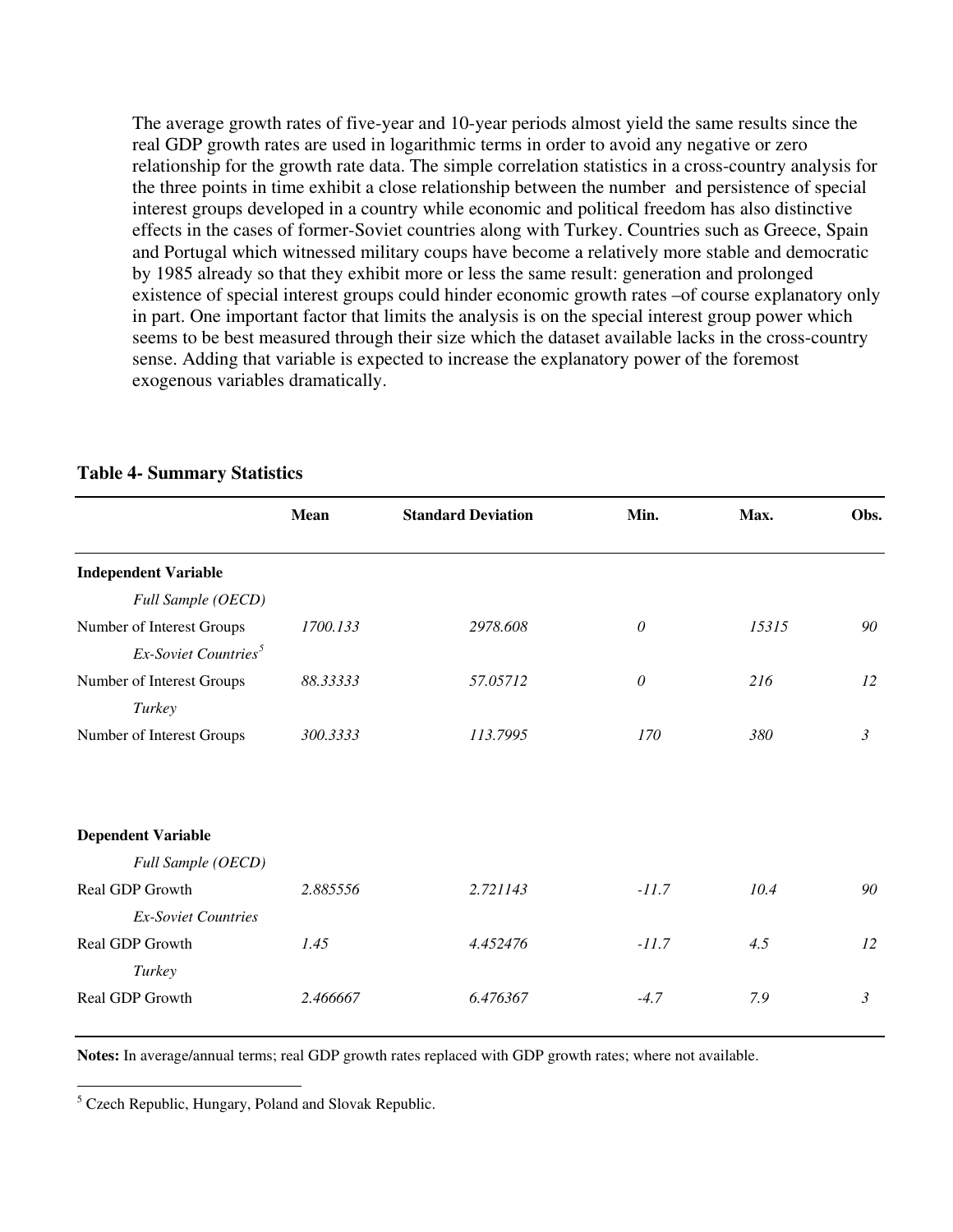The average growth rates of five-year and 10-year periods almost yield the same results since the real GDP growth rates are used in logarithmic terms in order to avoid any negative or zero relationship for the growth rate data. The simple correlation statistics in a cross-country analysis for the three points in time exhibit a close relationship between the number and persistence of special interest groups developed in a country while economic and political freedom has also distinctive effects in the cases of former-Soviet countries along with Turkey. Countries such as Greece, Spain and Portugal which witnessed military coups have become a relatively more stable and democratic by 1985 already so that they exhibit more or less the same result: generation and prolonged existence of special interest groups could hinder economic growth rates –of course explanatory only in part. One important factor that limits the analysis is on the special interest group power which seems to be best measured through their size which the dataset available lacks in the cross-country sense. Adding that variable is expected to increase the explanatory power of the foremost exogenous variables dramatically.

**Table 4- Summary Statistics**

| | Mean | Standard Deviation | Min. | Max. | Obs. |
|---|---|---|---|---|---|
| **Independent Variable** | | | | | |
| *Full Sample (OECD)* | | | | | |
| Number of Interest Groups | *1700.133* | *2978.608* | *0* | *15315* | *90* |
| *Ex-Soviet Countries*[5] | | | | | |
| Number of Interest Groups | *88.33333* | *57.05712* | *0* | *216* | *12* |
| *Turkey* | | | | | |
| Number of Interest Groups | *300.3333* | *113.7995* | *170* | *380* | *3* |
| **Dependent Variable** | | | | | |
| *Full Sample (OECD)* | | | | | |
| Real GDP Growth | *2.885556* | *2.721143* | *-11.7* | *10.4* | *90* |
| *Ex-Soviet Countries* | | | | | |
| Real GDP Growth | *1.45* | *4.452476* | *-11.7* | *4.5* | *12* |
| *Turkey* | | | | | |
| Real GDP Growth | *2.466667* | *6.476367* | *-4.7* | *7.9* | *3* |

**Notes:** In average/annual terms; real GDP growth rates replaced with GDP growth rates; where not available.

[5] Czech Republic, Hungary, Poland and Slovak Republic.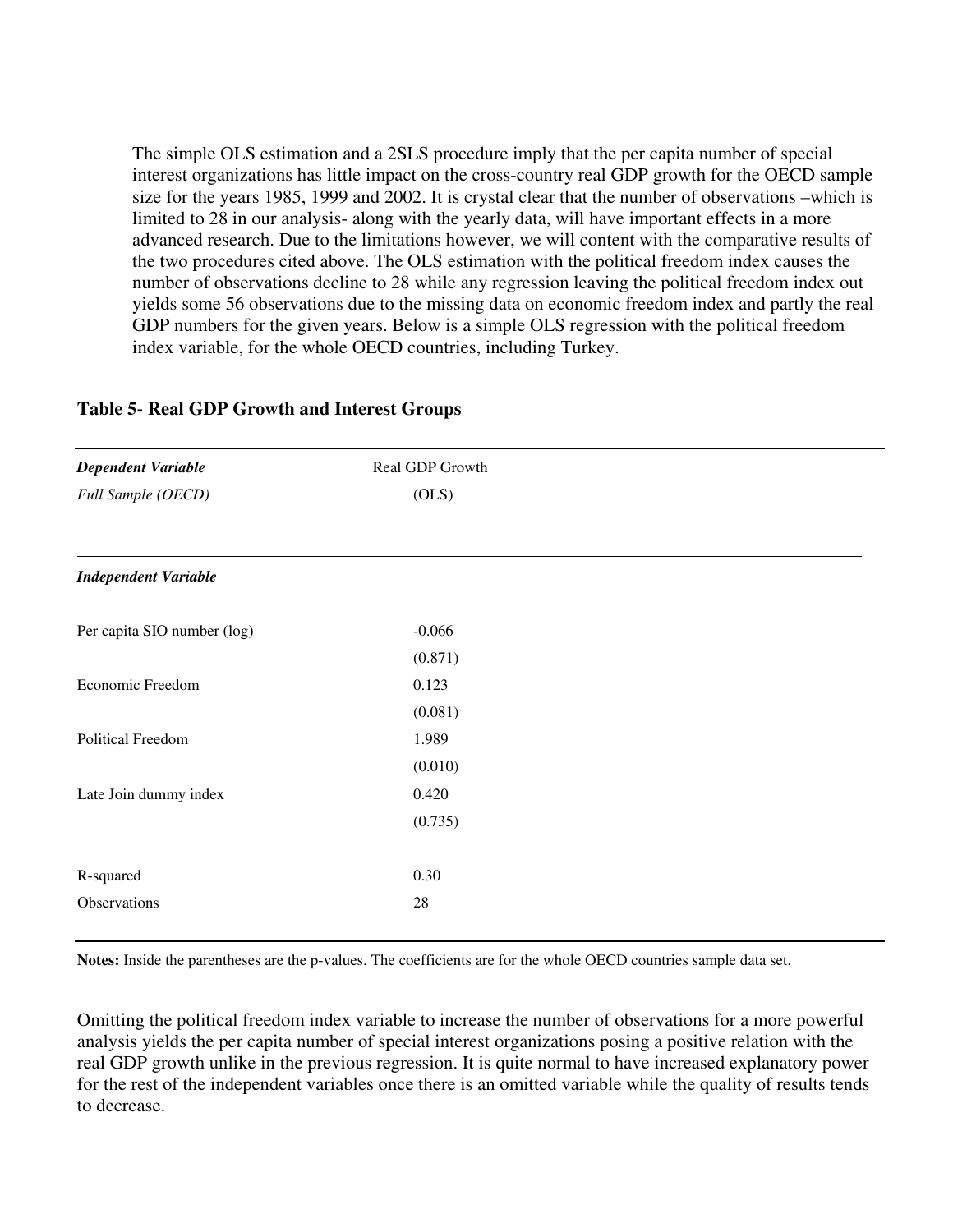The simple OLS estimation and a 2SLS procedure imply that the per capita number of special interest organizations has little impact on the cross-country real GDP growth for the OECD sample size for the years 1985, 1999 and 2002. It is crystal clear that the number of observations –which is limited to 28 in our analysis- along with the yearly data, will have important effects in a more advanced research. Due to the limitations however, we will content with the comparative results of the two procedures cited above. The OLS estimation with the political freedom index causes the number of observations decline to 28 while any regression leaving the political freedom index out yields some 56 observations due to the missing data on economic freedom index and partly the real GDP numbers for the given years. Below is a simple OLS regression with the political freedom index variable, for the whole OECD countries, including Turkey.

**Table 5- Real GDP Growth and Interest Groups**

| ***Dependent Variable*** | Real GDP Growth |
|---|---|
| *Full Sample (OECD)* | (OLS) |
| ***Independent Variable*** | |
| Per capita SIO number (log) | -0.066 |
| | (0.871) |
| Economic Freedom | 0.123 |
| | (0.081) |
| Political Freedom | 1.989 |
| | (0.010) |
| Late Join dummy index | 0.420 |
| | (0.735) |
| R-squared | 0.30 |
| Observations | 28 |

**Notes:** Inside the parentheses are the p-values. The coefficients are for the whole OECD countries sample data set.

Omitting the political freedom index variable to increase the number of observations for a more powerful analysis yields the per capita number of special interest organizations posing a positive relation with the real GDP growth unlike in the previous regression. It is quite normal to have increased explanatory power for the rest of the independent variables once there is an omitted variable while the quality of results tends to decrease.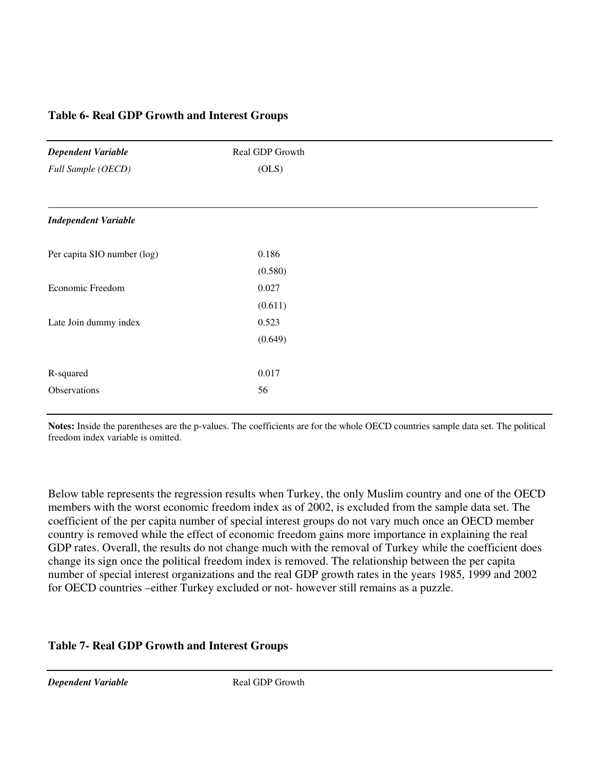**Table 6- Real GDP Growth and Interest Groups**

| *Dependent Variable* | Real GDP Growth |
|---|---|
| *Full Sample (OECD)* | (OLS) |
| ***Independent Variable*** | |
| Per capita SIO number (log) | 0.186 |
| | (0.580) |
| Economic Freedom | 0.027 |
| | (0.611) |
| Late Join dummy index | 0.523 |
| | (0.649) |
| R-squared | 0.017 |
| Observations | 56 |

**Notes:** Inside the parentheses are the p-values. The coefficients are for the whole OECD countries sample data set. The political freedom index variable is omitted.

Below table represents the regression results when Turkey, the only Muslim country and one of the OECD members with the worst economic freedom index as of 2002, is excluded from the sample data set. The coefficient of the per capita number of special interest groups do not vary much once an OECD member country is removed while the effect of economic freedom gains more importance in explaining the real GDP rates. Overall, the results do not change much with the removal of Turkey while the coefficient does change its sign once the political freedom index is removed. The relationship between the per capita number of special interest organizations and the real GDP growth rates in the years 1985, 1999 and 2002 for OECD countries –either Turkey excluded or not- however still remains as a puzzle.

**Table 7- Real GDP Growth and Interest Groups**

| *Dependent Variable* | Real GDP Growth |
|---|---|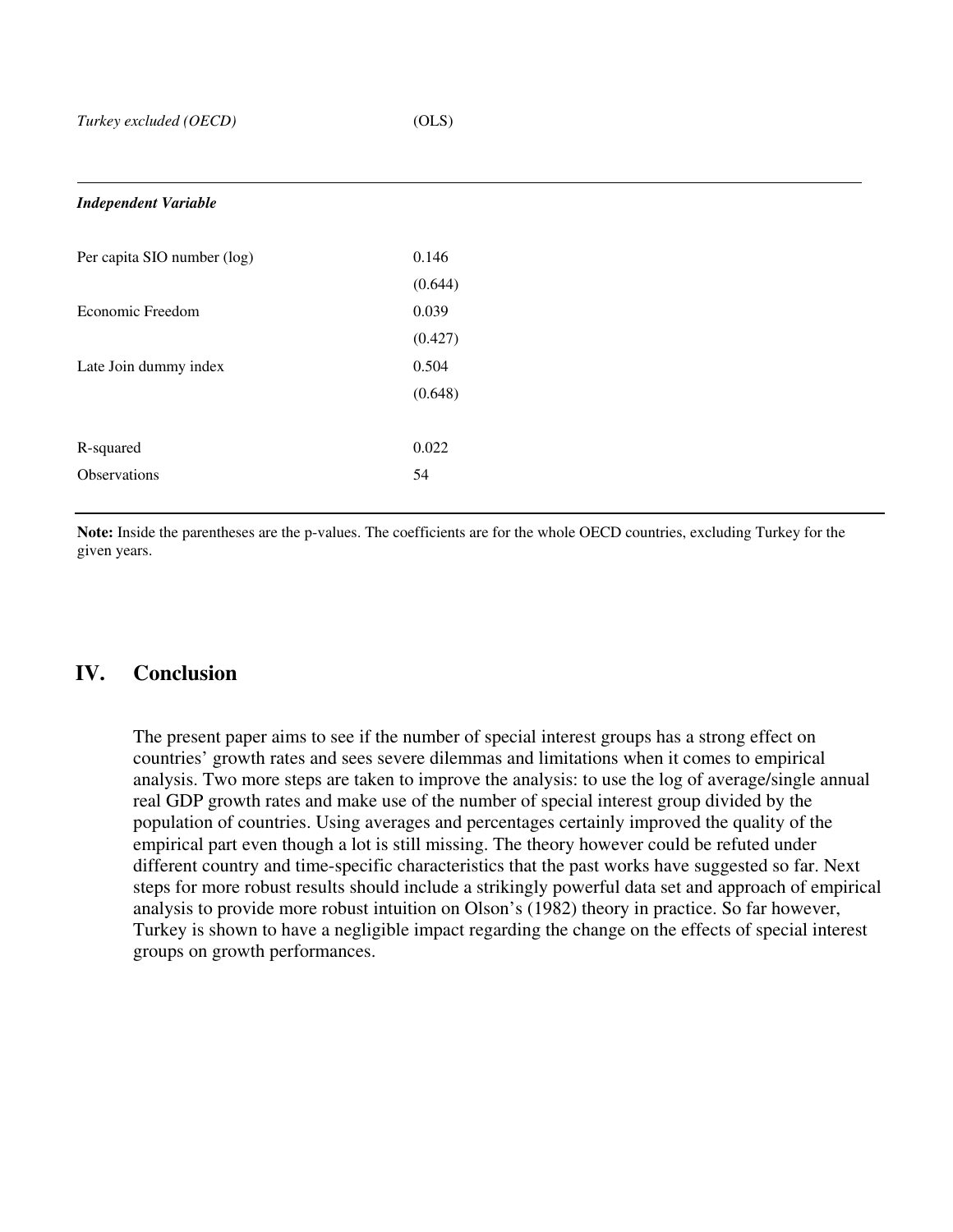| *Turkey excluded (OECD)* | (OLS) |
|---|---|
| ***Independent Variable*** | |
| Per capita SIO number (log) | 0.146 |
| | (0.644) |
| Economic Freedom | 0.039 |
| | (0.427) |
| Late Join dummy index | 0.504 |
| | (0.648) |
| R-squared | 0.022 |
| Observations | 54 |

**Note:** Inside the parentheses are the p-values. The coefficients are for the whole OECD countries, excluding Turkey for the given years.

# IV. Conclusion

The present paper aims to see if the number of special interest groups has a strong effect on countries' growth rates and sees severe dilemmas and limitations when it comes to empirical analysis. Two more steps are taken to improve the analysis: to use the log of average/single annual real GDP growth rates and make use of the number of special interest group divided by the population of countries. Using averages and percentages certainly improved the quality of the empirical part even though a lot is still missing. The theory however could be refuted under different country and time-specific characteristics that the past works have suggested so far. Next steps for more robust results should include a strikingly powerful data set and approach of empirical analysis to provide more robust intuition on Olson's (1982) theory in practice. So far however, Turkey is shown to have a negligible impact regarding the change on the effects of special interest groups on growth performances.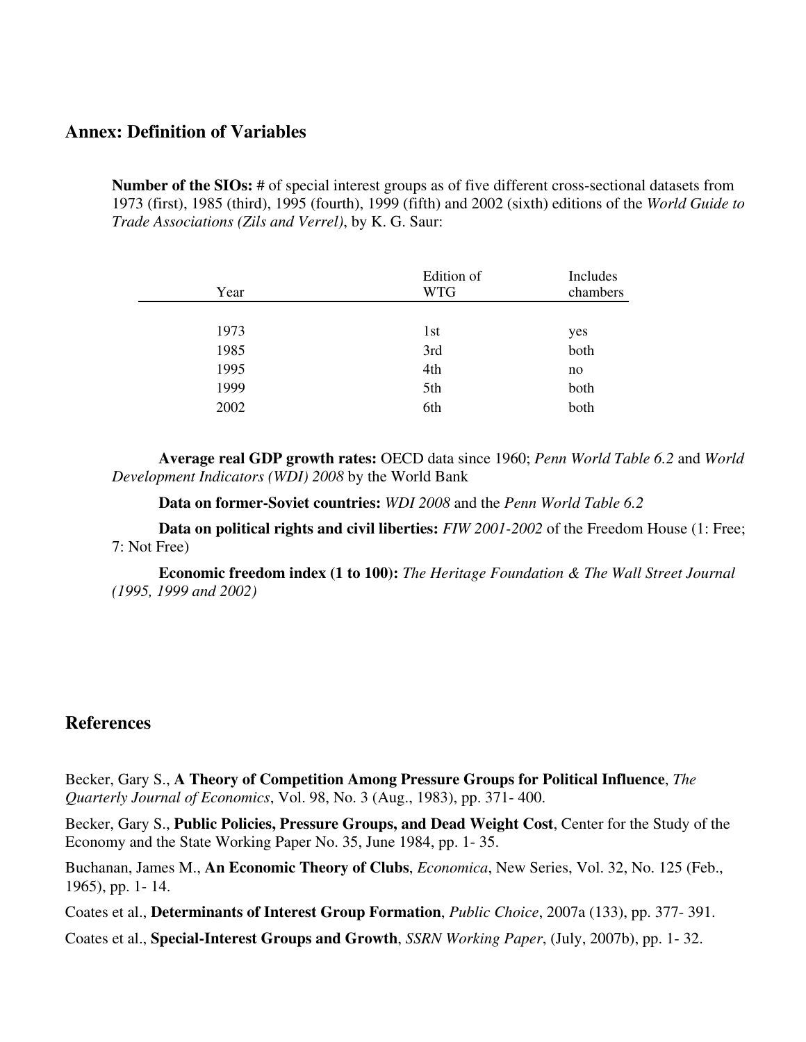## Annex: Definition of Variables

**Number of the SIOs:** # of special interest groups as of five different cross-sectional datasets from 1973 (first), 1985 (third), 1995 (fourth), 1999 (fifth) and 2002 (sixth) editions of the *World Guide to Trade Associations (Zils and Verrel)*, by K. G. Saur:

| Year | Edition of WTG | Includes chambers |
|---|---|---|
| 1973 | 1st | yes |
| 1985 | 3rd | both |
| 1995 | 4th | no |
| 1999 | 5th | both |
| 2002 | 6th | both |

**Average real GDP growth rates:** OECD data since 1960; *Penn World Table 6.2* and *World Development Indicators (WDI) 2008* by the World Bank

**Data on former-Soviet countries:** *WDI 2008* and the *Penn World Table 6.2*

**Data on political rights and civil liberties:** *FIW 2001-2002* of the Freedom House (1: Free; 7: Not Free)

**Economic freedom index (1 to 100):** *The Heritage Foundation & The Wall Street Journal (1995, 1999 and 2002)*

## References

Becker, Gary S., **A Theory of Competition Among Pressure Groups for Political Influence**, *The Quarterly Journal of Economics*, Vol. 98, No. 3 (Aug., 1983), pp. 371- 400.

Becker, Gary S., **Public Policies, Pressure Groups, and Dead Weight Cost**, Center for the Study of the Economy and the State Working Paper No. 35, June 1984, pp. 1- 35.

Buchanan, James M., **An Economic Theory of Clubs**, *Economica*, New Series, Vol. 32, No. 125 (Feb., 1965), pp. 1- 14.

Coates et al., **Determinants of Interest Group Formation**, *Public Choice*, 2007a (133), pp. 377- 391.

Coates et al., **Special-Interest Groups and Growth**, *SSRN Working Paper*, (July, 2007b), pp. 1- 32.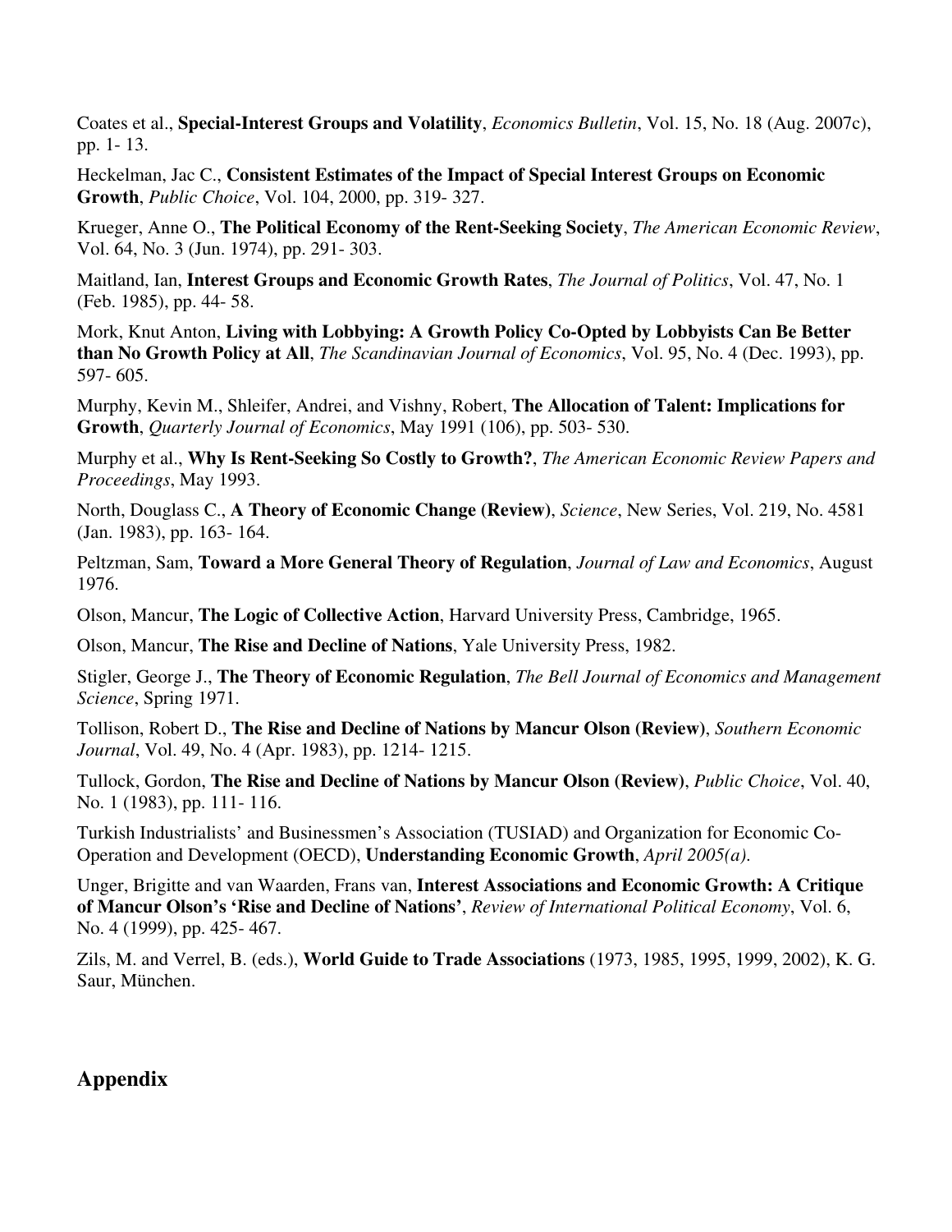Coates et al., **Special-Interest Groups and Volatility**, *Economics Bulletin*, Vol. 15, No. 18 (Aug. 2007c), pp. 1- 13.

Heckelman, Jac C., **Consistent Estimates of the Impact of Special Interest Groups on Economic Growth**, *Public Choice*, Vol. 104, 2000, pp. 319- 327.

Krueger, Anne O., **The Political Economy of the Rent-Seeking Society**, *The American Economic Review*, Vol. 64, No. 3 (Jun. 1974), pp. 291- 303.

Maitland, Ian, **Interest Groups and Economic Growth Rates**, *The Journal of Politics*, Vol. 47, No. 1 (Feb. 1985), pp. 44- 58.

Mork, Knut Anton, **Living with Lobbying: A Growth Policy Co-Opted by Lobbyists Can Be Better than No Growth Policy at All**, *The Scandinavian Journal of Economics*, Vol. 95, No. 4 (Dec. 1993), pp. 597- 605.

Murphy, Kevin M., Shleifer, Andrei, and Vishny, Robert, **The Allocation of Talent: Implications for Growth**, *Quarterly Journal of Economics*, May 1991 (106), pp. 503- 530.

Murphy et al., **Why Is Rent-Seeking So Costly to Growth?**, *The American Economic Review Papers and Proceedings*, May 1993.

North, Douglass C., **A Theory of Economic Change (Review)**, *Science*, New Series, Vol. 219, No. 4581 (Jan. 1983), pp. 163- 164.

Peltzman, Sam, **Toward a More General Theory of Regulation**, *Journal of Law and Economics*, August 1976.

Olson, Mancur, **The Logic of Collective Action**, Harvard University Press, Cambridge, 1965.

Olson, Mancur, **The Rise and Decline of Nations**, Yale University Press, 1982.

Stigler, George J., **The Theory of Economic Regulation**, *The Bell Journal of Economics and Management Science*, Spring 1971.

Tollison, Robert D., **The Rise and Decline of Nations by Mancur Olson (Review)**, *Southern Economic Journal*, Vol. 49, No. 4 (Apr. 1983), pp. 1214- 1215.

Tullock, Gordon, **The Rise and Decline of Nations by Mancur Olson (Review)**, *Public Choice*, Vol. 40, No. 1 (1983), pp. 111- 116.

Turkish Industrialists' and Businessmen's Association (TUSIAD) and Organization for Economic Co-Operation and Development (OECD), **Understanding Economic Growth**, *April 2005(a).*

Unger, Brigitte and van Waarden, Frans van, **Interest Associations and Economic Growth: A Critique of Mancur Olson's 'Rise and Decline of Nations'**, *Review of International Political Economy*, Vol. 6, No. 4 (1999), pp. 425- 467.

Zils, M. and Verrel, B. (eds.), **World Guide to Trade Associations** (1973, 1985, 1995, 1999, 2002), K. G. Saur, München.

## Appendix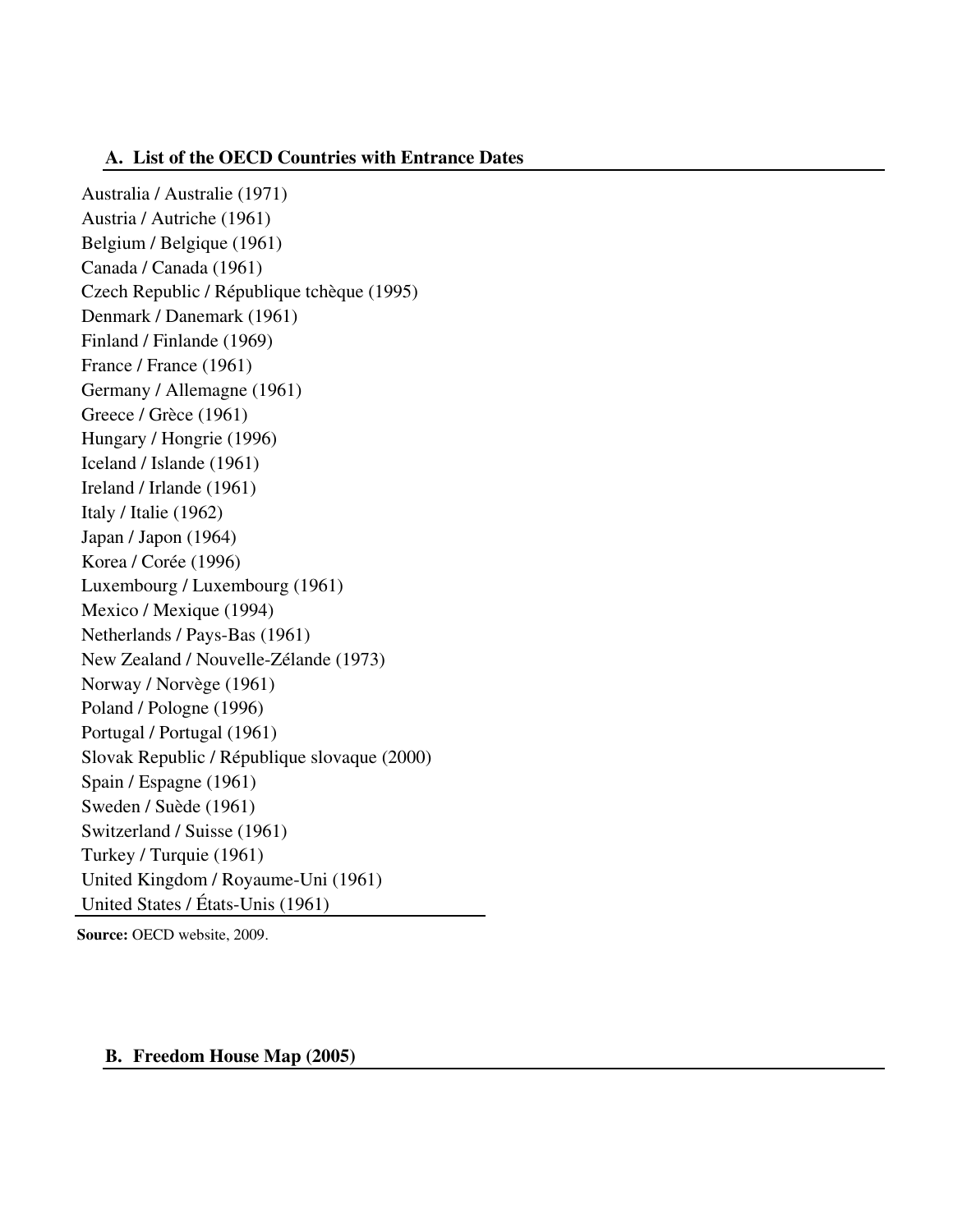### A. List of the OECD Countries with Entrance Dates

Australia / Australie (1971)
Austria / Autriche (1961)
Belgium / Belgique (1961)
Canada / Canada (1961)
Czech Republic / République tchèque (1995)
Denmark / Danemark (1961)
Finland / Finlande (1969)
France / France (1961)
Germany / Allemagne (1961)
Greece / Grèce (1961)
Hungary / Hongrie (1996)
Iceland / Islande (1961)
Ireland / Irlande (1961)
Italy / Italie (1962)
Japan / Japon (1964)
Korea / Corée (1996)
Luxembourg / Luxembourg (1961)
Mexico / Mexique (1994)
Netherlands / Pays-Bas (1961)
New Zealand / Nouvelle-Zélande (1973)
Norway / Norvège (1961)
Poland / Pologne (1996)
Portugal / Portugal (1961)
Slovak Republic / République slovaque (2000)
Spain / Espagne (1961)
Sweden / Suède (1961)
Switzerland / Suisse (1961)
Turkey / Turquie (1961)
United Kingdom / Royaume-Uni (1961)
United States / États-Unis (1961)

**Source:** OECD website, 2009.

### B. Freedom House Map (2005)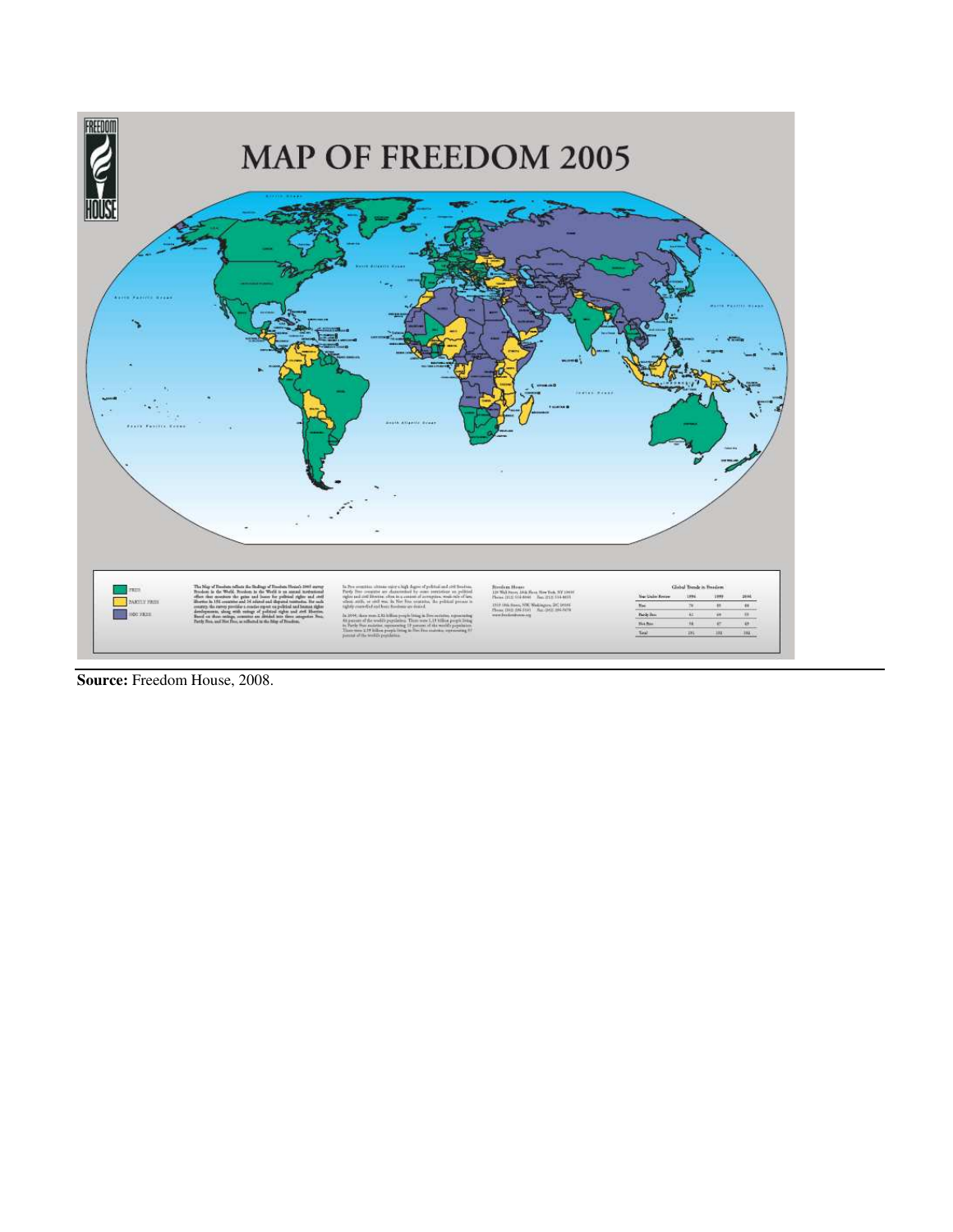# MAP OF FREEDOM 2005

FREE

PARTLY FREE

NOT FREE

Global Trends in Freedom

**Source:** Freedom House, 2008.